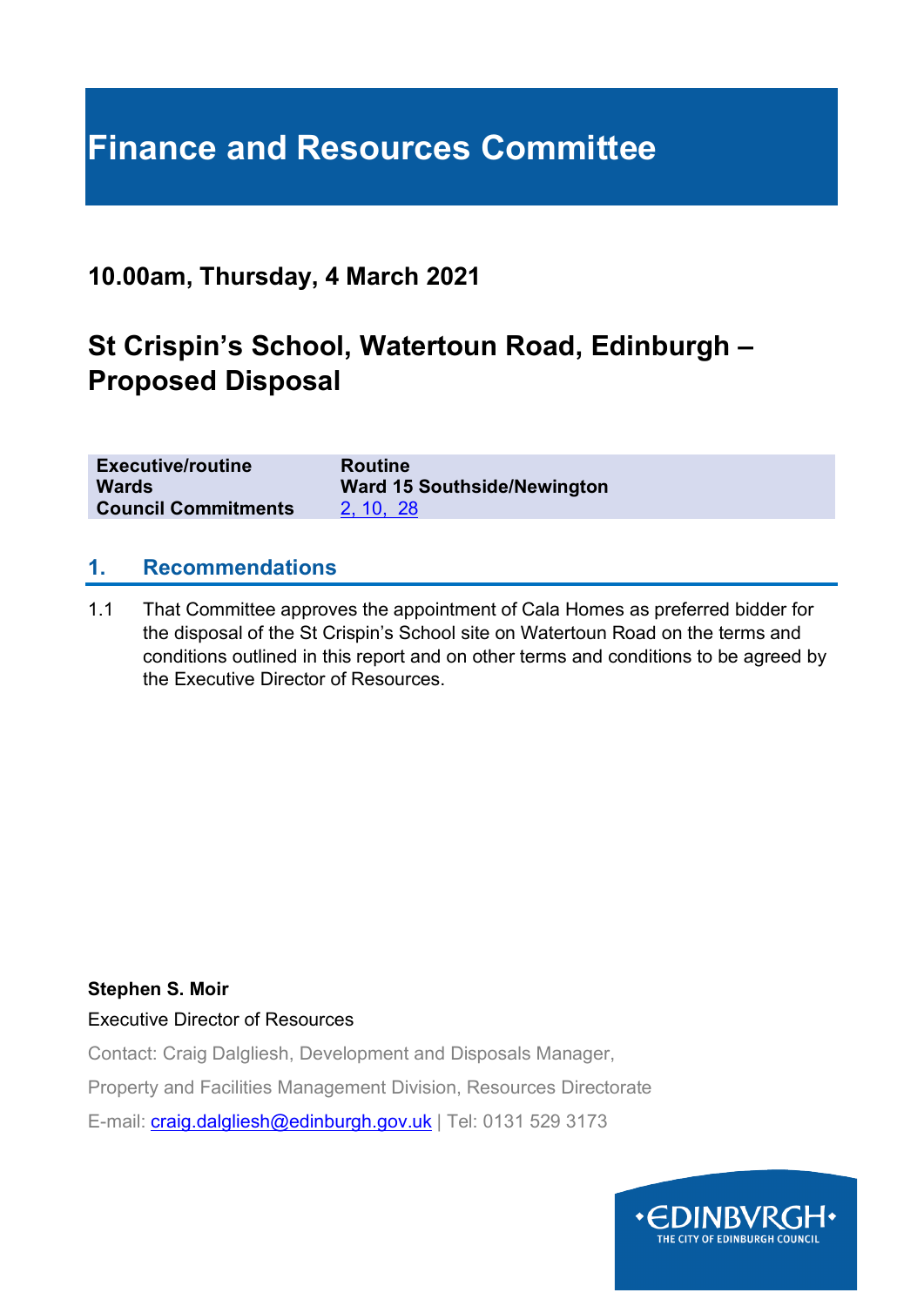# Finance and Resources Committee

## 10.00am, Thursday, 4 March 2021

## St Crispin's School, Watertoun Road, Edinburgh – Proposed Disposal

| | |
|---|---|
| **Executive/routine** | **Routine** |
| **Wards** | **Ward 15 Southside/Newington** |
| **Council Commitments** | 2, 10, 28 |

## 1. Recommendations

1.1 That Committee approves the appointment of Cala Homes as preferred bidder for the disposal of the St Crispin's School site on Watertoun Road on the terms and conditions outlined in this report and on other terms and conditions to be agreed by the Executive Director of Resources.

**Stephen S. Moir**

Executive Director of Resources

Contact: Craig Dalgliesh, Development and Disposals Manager,

Property and Facilities Management Division, Resources Directorate

E-mail: craig.dalgliesh@edinburgh.gov.uk | Tel: 0131 529 3173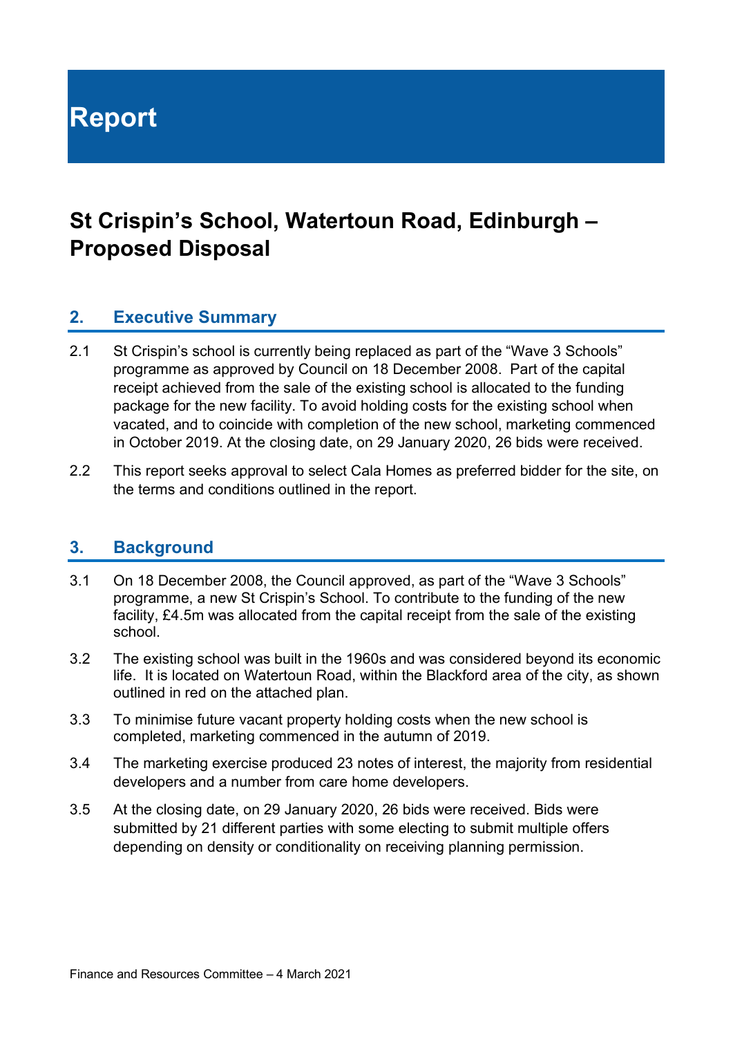# Report

## St Crispin's School, Watertoun Road, Edinburgh – Proposed Disposal

### 2. Executive Summary

2.1 St Crispin's school is currently being replaced as part of the "Wave 3 Schools" programme as approved by Council on 18 December 2008. Part of the capital receipt achieved from the sale of the existing school is allocated to the funding package for the new facility. To avoid holding costs for the existing school when vacated, and to coincide with completion of the new school, marketing commenced in October 2019. At the closing date, on 29 January 2020, 26 bids were received.

2.2 This report seeks approval to select Cala Homes as preferred bidder for the site, on the terms and conditions outlined in the report.

### 3. Background

3.1 On 18 December 2008, the Council approved, as part of the "Wave 3 Schools" programme, a new St Crispin's School. To contribute to the funding of the new facility, £4.5m was allocated from the capital receipt from the sale of the existing school.

3.2 The existing school was built in the 1960s and was considered beyond its economic life. It is located on Watertoun Road, within the Blackford area of the city, as shown outlined in red on the attached plan.

3.3 To minimise future vacant property holding costs when the new school is completed, marketing commenced in the autumn of 2019.

3.4 The marketing exercise produced 23 notes of interest, the majority from residential developers and a number from care home developers.

3.5 At the closing date, on 29 January 2020, 26 bids were received. Bids were submitted by 21 different parties with some electing to submit multiple offers depending on density or conditionality on receiving planning permission.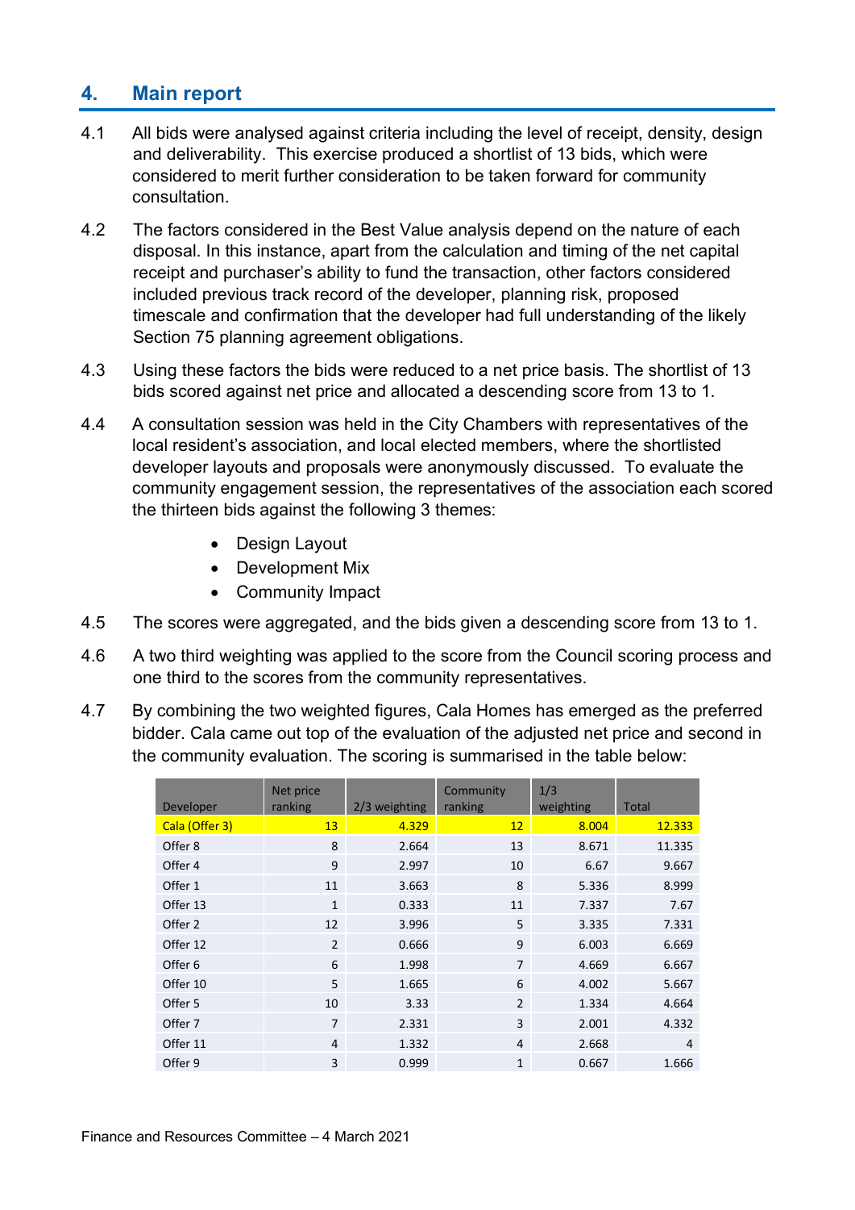## 4. Main report

4.1 All bids were analysed against criteria including the level of receipt, density, design and deliverability. This exercise produced a shortlist of 13 bids, which were considered to merit further consideration to be taken forward for community consultation.

4.2 The factors considered in the Best Value analysis depend on the nature of each disposal. In this instance, apart from the calculation and timing of the net capital receipt and purchaser's ability to fund the transaction, other factors considered included previous track record of the developer, planning risk, proposed timescale and confirmation that the developer had full understanding of the likely Section 75 planning agreement obligations.

4.3 Using these factors the bids were reduced to a net price basis. The shortlist of 13 bids scored against net price and allocated a descending score from 13 to 1.

4.4 A consultation session was held in the City Chambers with representatives of the local resident's association, and local elected members, where the shortlisted developer layouts and proposals were anonymously discussed. To evaluate the community engagement session, the representatives of the association each scored the thirteen bids against the following 3 themes:

- Design Layout
- Development Mix
- Community Impact

4.5 The scores were aggregated, and the bids given a descending score from 13 to 1.

4.6 A two third weighting was applied to the score from the Council scoring process and one third to the scores from the community representatives.

4.7 By combining the two weighted figures, Cala Homes has emerged as the preferred bidder. Cala came out top of the evaluation of the adjusted net price and second in the community evaluation. The scoring is summarised in the table below:

| Developer | Net price ranking | 2/3 weighting | Community ranking | 1/3 weighting | Total |
|---|---|---|---|---|---|
| Cala (Offer 3) | 13 | 4.329 | 12 | 8.004 | 12.333 |
| Offer 8 | 8 | 2.664 | 13 | 8.671 | 11.335 |
| Offer 4 | 9 | 2.997 | 10 | 6.67 | 9.667 |
| Offer 1 | 11 | 3.663 | 8 | 5.336 | 8.999 |
| Offer 13 | 1 | 0.333 | 11 | 7.337 | 7.67 |
| Offer 2 | 12 | 3.996 | 5 | 3.335 | 7.331 |
| Offer 12 | 2 | 0.666 | 9 | 6.003 | 6.669 |
| Offer 6 | 6 | 1.998 | 7 | 4.669 | 6.667 |
| Offer 10 | 5 | 1.665 | 6 | 4.002 | 5.667 |
| Offer 5 | 10 | 3.33 | 2 | 1.334 | 4.664 |
| Offer 7 | 7 | 2.331 | 3 | 2.001 | 4.332 |
| Offer 11 | 4 | 1.332 | 4 | 2.668 | 4 |
| Offer 9 | 3 | 0.999 | 1 | 0.667 | 1.666 |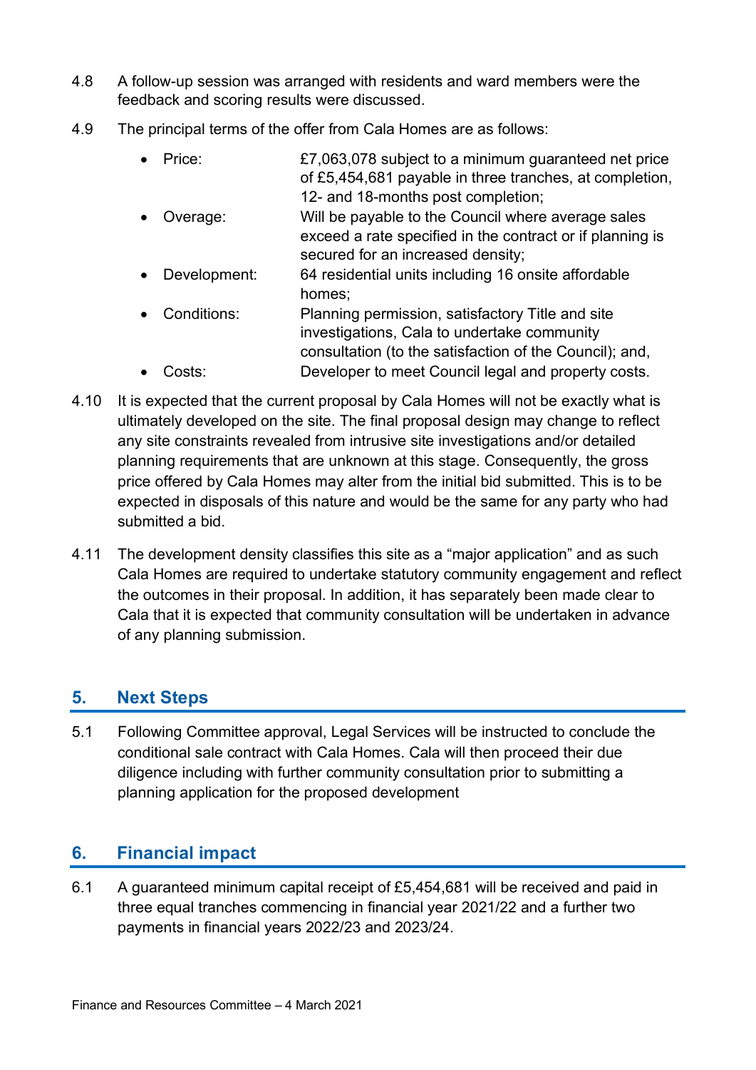4.8 A follow-up session was arranged with residents and ward members were the feedback and scoring results were discussed.

4.9 The principal terms of the offer from Cala Homes are as follows:

- Price: £7,063,078 subject to a minimum guaranteed net price of £5,454,681 payable in three tranches, at completion, 12- and 18-months post completion;
- Overage: Will be payable to the Council where average sales exceed a rate specified in the contract or if planning is secured for an increased density;
- Development: 64 residential units including 16 onsite affordable homes;
- Conditions: Planning permission, satisfactory Title and site investigations, Cala to undertake community consultation (to the satisfaction of the Council); and,
- Costs: Developer to meet Council legal and property costs.

4.10 It is expected that the current proposal by Cala Homes will not be exactly what is ultimately developed on the site. The final proposal design may change to reflect any site constraints revealed from intrusive site investigations and/or detailed planning requirements that are unknown at this stage. Consequently, the gross price offered by Cala Homes may alter from the initial bid submitted. This is to be expected in disposals of this nature and would be the same for any party who had submitted a bid.

4.11 The development density classifies this site as a "major application" and as such Cala Homes are required to undertake statutory community engagement and reflect the outcomes in their proposal. In addition, it has separately been made clear to Cala that it is expected that community consultation will be undertaken in advance of any planning submission.

## 5. Next Steps

5.1 Following Committee approval, Legal Services will be instructed to conclude the conditional sale contract with Cala Homes. Cala will then proceed their due diligence including with further community consultation prior to submitting a planning application for the proposed development

## 6. Financial impact

6.1 A guaranteed minimum capital receipt of £5,454,681 will be received and paid in three equal tranches commencing in financial year 2021/22 and a further two payments in financial years 2022/23 and 2023/24.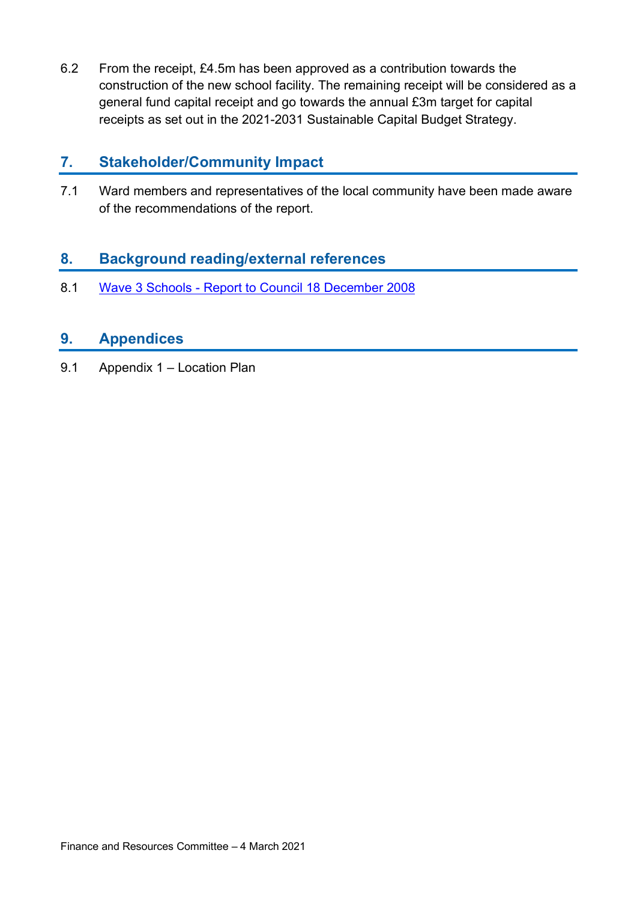6.2 From the receipt, £4.5m has been approved as a contribution towards the construction of the new school facility. The remaining receipt will be considered as a general fund capital receipt and go towards the annual £3m target for capital receipts as set out in the 2021-2031 Sustainable Capital Budget Strategy.

## 7. Stakeholder/Community Impact

7.1 Ward members and representatives of the local community have been made aware of the recommendations of the report.

## 8. Background reading/external references

8.1 Wave 3 Schools - Report to Council 18 December 2008

## 9. Appendices

9.1 Appendix 1 – Location Plan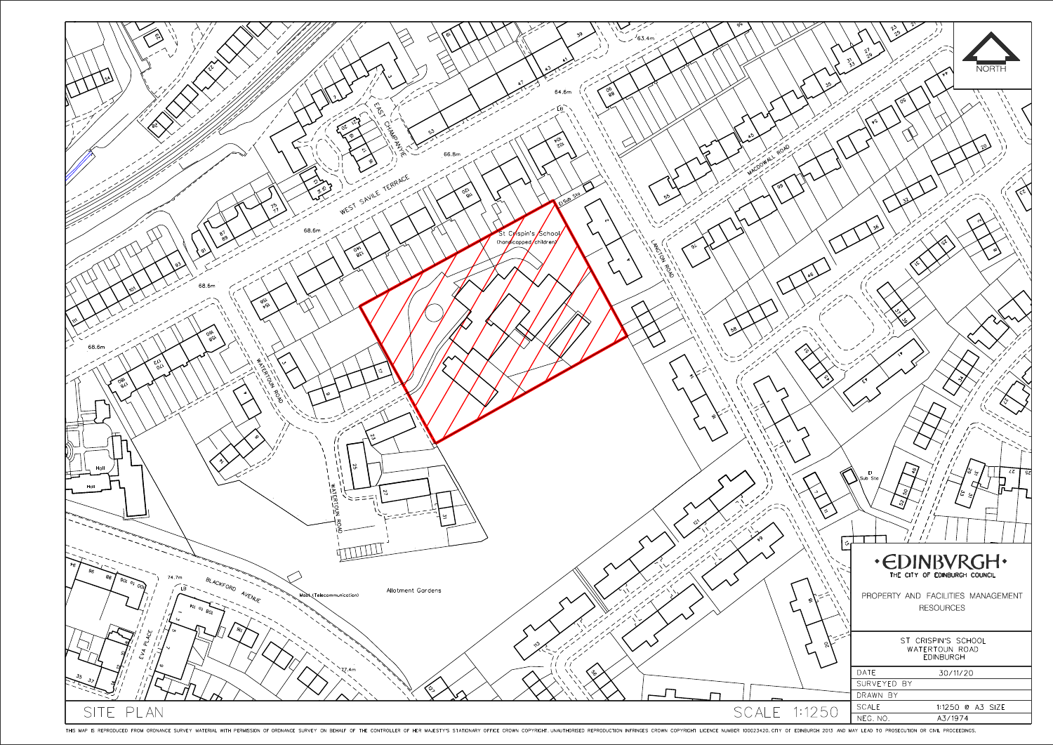# SITE PLAN

SCALE 1:1250

NORTH

St Crispin's School (handicapped children)

WEST SAVILE TERRACE

EAST CHAMPANYIE

MACDOWALL ROAD

LANGTON ROAD

WATERTOUN ROAD

BLACKFORD AVENUE

EVA PLACE

Allotment Gardens

Mast (Telecommunication)

Hall

El Sub Sta

**·EDINBVRGH·**
THE CITY OF EDINBURGH COUNCIL

PROPERTY AND FACILITIES MANAGEMENT RESOURCES

ST CRISPIN'S SCHOOL
WATERTOUN ROAD
EDINBURGH

| | |
|---|---|
| DATE | 30/11/20 |
| SURVEYED BY | |
| DRAWN BY | |
| SCALE | 1:1250 @ A3 SIZE |
| NEG. NO. | A3/1974 |

THIS MAP IS REPRODUCED FROM ORDNANCE SURVEY MATERIAL WITH PERMISSION OF ORDNANCE SURVEY ON BEHALF OF THE CONTROLLER OF HER MAJESTY'S STATIONARY OFFICE CROWN COPYRIGHT. UNAUTHORISED REPRODUCTION INFRINGES CROWN COPYRIGHT LICENCE NUMBER 100023420. CITY OF EDINBURGH 2013 AND MAY LEAD TO PROSECUTION OR CIVIL PROCEEDINGS.